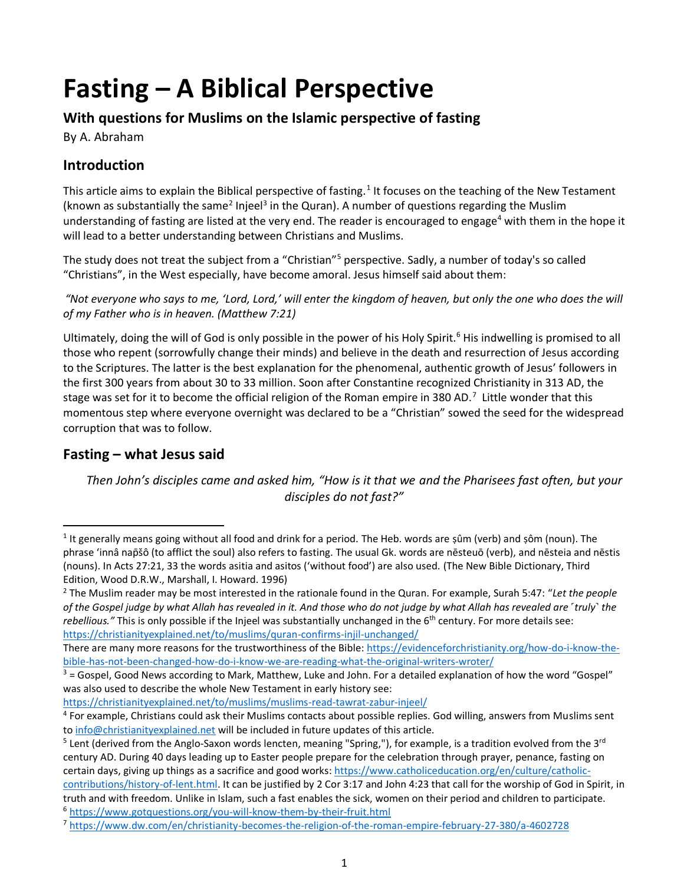# Fasting – A Biblical Perspective

### With questions for Muslims on the Islamic perspective of fasting

By A. Abraham

## Introduction

This article aims to explain the Biblical perspective of fasting.[1] It focuses on the teaching of the New Testament (known as substantially the same[2] Injeel[3] in the Quran). A number of questions regarding the Muslim understanding of fasting are listed at the very end. The reader is encouraged to engage[4] with them in the hope it will lead to a better understanding between Christians and Muslims.

The study does not treat the subject from a "Christian"[5] perspective. Sadly, a number of today's so called "Christians", in the West especially, have become amoral. Jesus himself said about them:

*"Not everyone who says to me, 'Lord, Lord,' will enter the kingdom of heaven, but only the one who does the will of my Father who is in heaven. (Matthew 7:21)*

Ultimately, doing the will of God is only possible in the power of his Holy Spirit.[6] His indwelling is promised to all those who repent (sorrowfully change their minds) and believe in the death and resurrection of Jesus according to the Scriptures. The latter is the best explanation for the phenomenal, authentic growth of Jesus' followers in the first 300 years from about 30 to 33 million. Soon after Constantine recognized Christianity in 313 AD, the stage was set for it to become the official religion of the Roman empire in 380 AD.[7] Little wonder that this momentous step where everyone overnight was declared to be a "Christian" sowed the seed for the widespread corruption that was to follow.

## Fasting – what Jesus said

*Then John's disciples came and asked him, "How is it that we and the Pharisees fast often, but your disciples do not fast?"*

---

[1] It generally means going without all food and drink for a period. The Heb. words are ṣûm (verb) and ṣôm (noun). The phrase 'innâ napšô (to afflict the soul) also refers to fasting. The usual Gk. words are nēsteuō (verb), and nēsteia and nēstis (nouns). In Acts 27:21, 33 the words asitia and asitos ('without food') are also used. (The New Bible Dictionary, Third Edition, Wood D.R.W., Marshall, I. Howard. 1996)

[2] The Muslim reader may be most interested in the rationale found in the Quran. For example, Surah 5:47: "*Let the people of the Gospel judge by what Allah has revealed in it. And those who do not judge by what Allah has revealed are ⌜truly⌝ the rebellious."* This is only possible if the Injeel was substantially unchanged in the 6th century. For more details see: https://christianityexplained.net/to/muslims/quran-confirms-injil-unchanged/
There are many more reasons for the trustworthiness of the Bible: https://evidenceforchristianity.org/how-do-i-know-the-bible-has-not-been-changed-how-do-i-know-we-are-reading-what-the-original-writers-wroter/

[3] = Gospel, Good News according to Mark, Matthew, Luke and John. For a detailed explanation of how the word "Gospel" was also used to describe the whole New Testament in early history see: https://christianityexplained.net/to/muslims/muslims-read-tawrat-zabur-injeel/

[4] For example, Christians could ask their Muslims contacts about possible replies. God willing, answers from Muslims sent to info@christianityexplained.net will be included in future updates of this article.

[5] Lent (derived from the Anglo-Saxon words lencten, meaning "Spring,"), for example, is a tradition evolved from the 3rd century AD. During 40 days leading up to Easter people prepare for the celebration through prayer, penance, fasting on certain days, giving up things as a sacrifice and good works: https://www.catholiceducation.org/en/culture/catholic-contributions/history-of-lent.html. It can be justified by 2 Cor 3:17 and John 4:23 that call for the worship of God in Spirit, in truth and with freedom. Unlike in Islam, such a fast enables the sick, women on their period and children to participate.

[6] https://www.gotquestions.org/you-will-know-them-by-their-fruit.html

[7] https://www.dw.com/en/christianity-becomes-the-religion-of-the-roman-empire-february-27-380/a-4602728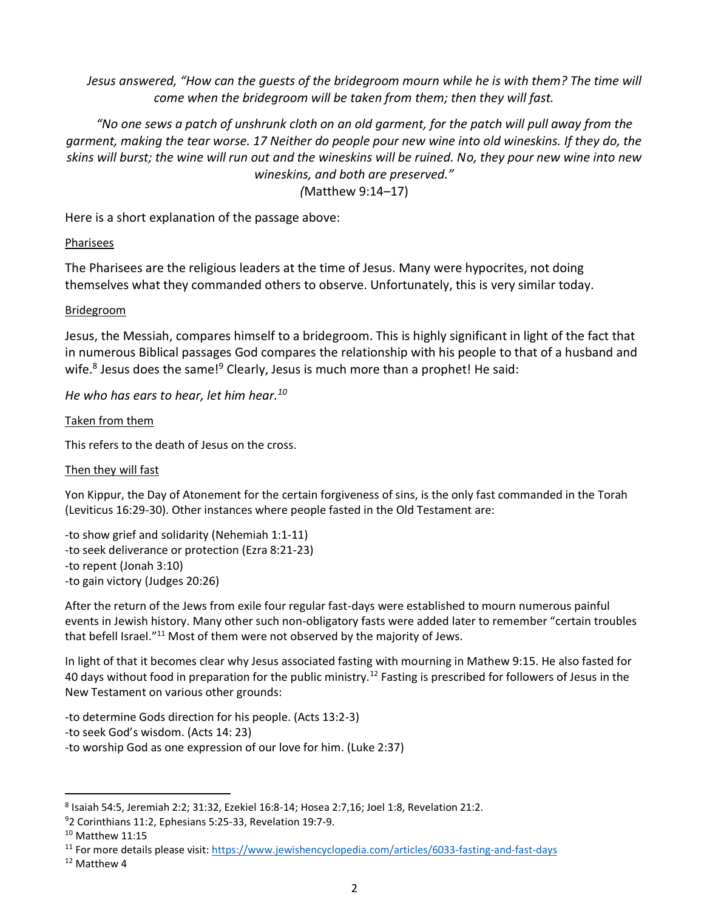*Jesus answered, "How can the guests of the bridegroom mourn while he is with them? The time will come when the bridegroom will be taken from them; then they will fast.*

*"No one sews a patch of unshrunk cloth on an old garment, for the patch will pull away from the garment, making the tear worse. 17 Neither do people pour new wine into old wineskins. If they do, the skins will burst; the wine will run out and the wineskins will be ruined. No, they pour new wine into new wineskins, and both are preserved."*
*(*Matthew 9:14–17)

Here is a short explanation of the passage above:

<u>Pharisees</u>

The Pharisees are the religious leaders at the time of Jesus. Many were hypocrites, not doing themselves what they commanded others to observe. Unfortunately, this is very similar today.

<u>Bridegroom</u>

Jesus, the Messiah, compares himself to a bridegroom. This is highly significant in light of the fact that in numerous Biblical passages God compares the relationship with his people to that of a husband and wife.[8] Jesus does the same![9] Clearly, Jesus is much more than a prophet! He said:

*He who has ears to hear, let him hear.[10]*

<u>Taken from them</u>

This refers to the death of Jesus on the cross.

<u>Then they will fast</u>

Yon Kippur, the Day of Atonement for the certain forgiveness of sins, is the only fast commanded in the Torah (Leviticus 16:29-30). Other instances where people fasted in the Old Testament are:

-to show grief and solidarity (Nehemiah 1:1-11)
-to seek deliverance or protection (Ezra 8:21-23)
-to repent (Jonah 3:10)
-to gain victory (Judges 20:26)

After the return of the Jews from exile four regular fast-days were established to mourn numerous painful events in Jewish history. Many other such non-obligatory fasts were added later to remember "certain troubles that befell Israel."[11] Most of them were not observed by the majority of Jews.

In light of that it becomes clear why Jesus associated fasting with mourning in Mathew 9:15. He also fasted for 40 days without food in preparation for the public ministry.[12] Fasting is prescribed for followers of Jesus in the New Testament on various other grounds:

-to determine Gods direction for his people. (Acts 13:2-3)
-to seek God's wisdom. (Acts 14: 23)
-to worship God as one expression of our love for him. (Luke 2:37)

---

[8] Isaiah 54:5, Jeremiah 2:2; 31:32, Ezekiel 16:8-14; Hosea 2:7,16; Joel 1:8, Revelation 21:2.

[9] 2 Corinthians 11:2, Ephesians 5:25-33, Revelation 19:7-9.

[10] Matthew 11:15

[11] For more details please visit: https://www.jewishencyclopedia.com/articles/6033-fasting-and-fast-days

[12] Matthew 4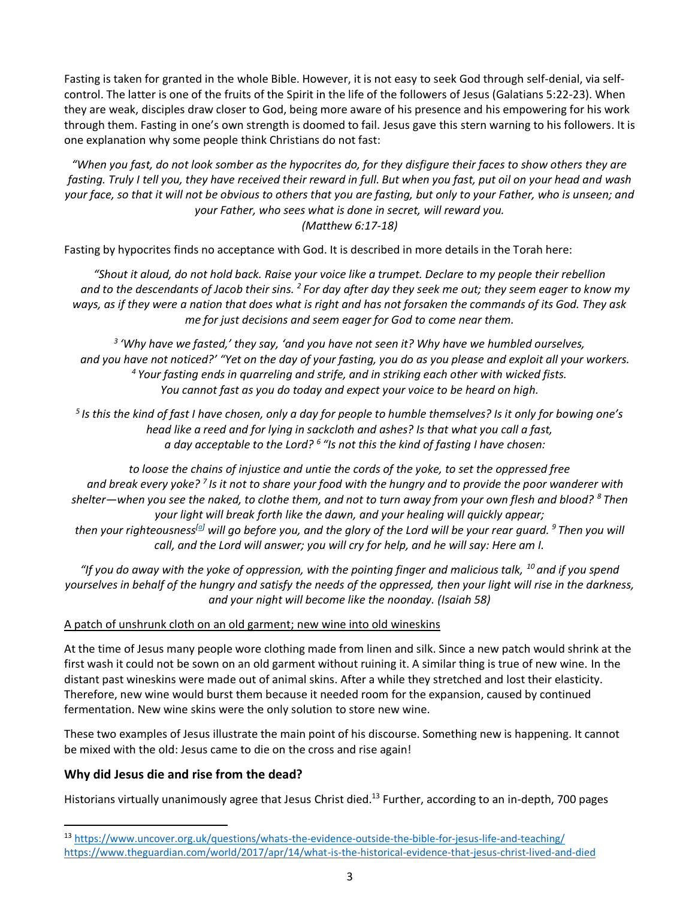Fasting is taken for granted in the whole Bible. However, it is not easy to seek God through self-denial, via self-control. The latter is one of the fruits of the Spirit in the life of the followers of Jesus (Galatians 5:22-23). When they are weak, disciples draw closer to God, being more aware of his presence and his empowering for his work through them. Fasting in one's own strength is doomed to fail. Jesus gave this stern warning to his followers. It is one explanation why some people think Christians do not fast:

*"When you fast, do not look somber as the hypocrites do, for they disfigure their faces to show others they are fasting. Truly I tell you, they have received their reward in full. But when you fast, put oil on your head and wash your face, so that it will not be obvious to others that you are fasting, but only to your Father, who is unseen; and your Father, who sees what is done in secret, will reward you.*
*(Matthew 6:17-18)*

Fasting by hypocrites finds no acceptance with God. It is described in more details in the Torah here:

*"Shout it aloud, do not hold back. Raise your voice like a trumpet. Declare to my people their rebellion and to the descendants of Jacob their sins. [2] For day after day they seek me out; they seem eager to know my ways, as if they were a nation that does what is right and has not forsaken the commands of its God. They ask me for just decisions and seem eager for God to come near them.*

*[3] 'Why have we fasted,' they say, 'and you have not seen it? Why have we humbled ourselves, and you have not noticed?' "Yet on the day of your fasting, you do as you please and exploit all your workers. [4] Your fasting ends in quarreling and strife, and in striking each other with wicked fists. You cannot fast as you do today and expect your voice to be heard on high.*

*[5] Is this the kind of fast I have chosen, only a day for people to humble themselves? Is it only for bowing one's head like a reed and for lying in sackcloth and ashes? Is that what you call a fast, a day acceptable to the Lord? [6] "Is not this the kind of fasting I have chosen:*

*to loose the chains of injustice and untie the cords of the yoke, to set the oppressed free and break every yoke? [7] Is it not to share your food with the hungry and to provide the poor wanderer with shelter—when you see the naked, to clothe them, and not to turn away from your own flesh and blood? [8] Then your light will break forth like the dawn, and your healing will quickly appear; then your righteousness[a] will go before you, and the glory of the Lord will be your rear guard. [9] Then you will call, and the Lord will answer; you will cry for help, and he will say: Here am I.*

*"If you do away with the yoke of oppression, with the pointing finger and malicious talk, [10] and if you spend yourselves in behalf of the hungry and satisfy the needs of the oppressed, then your light will rise in the darkness, and your night will become like the noonday. (Isaiah 58)*

<u>A patch of unshrunk cloth on an old garment; new wine into old wineskins</u>

At the time of Jesus many people wore clothing made from linen and silk. Since a new patch would shrink at the first wash it could not be sown on an old garment without ruining it. A similar thing is true of new wine. In the distant past wineskins were made out of animal skins. After a while they stretched and lost their elasticity. Therefore, new wine would burst them because it needed room for the expansion, caused by continued fermentation. New wine skins were the only solution to store new wine.

These two examples of Jesus illustrate the main point of his discourse. Something new is happening. It cannot be mixed with the old: Jesus came to die on the cross and rise again!

### Why did Jesus die and rise from the dead?

Historians virtually unanimously agree that Jesus Christ died.[13] Further, according to an in-depth, 700 pages

[13] https://www.uncover.org.uk/questions/whats-the-evidence-outside-the-bible-for-jesus-life-and-teaching/
https://www.theguardian.com/world/2017/apr/14/what-is-the-historical-evidence-that-jesus-christ-lived-and-died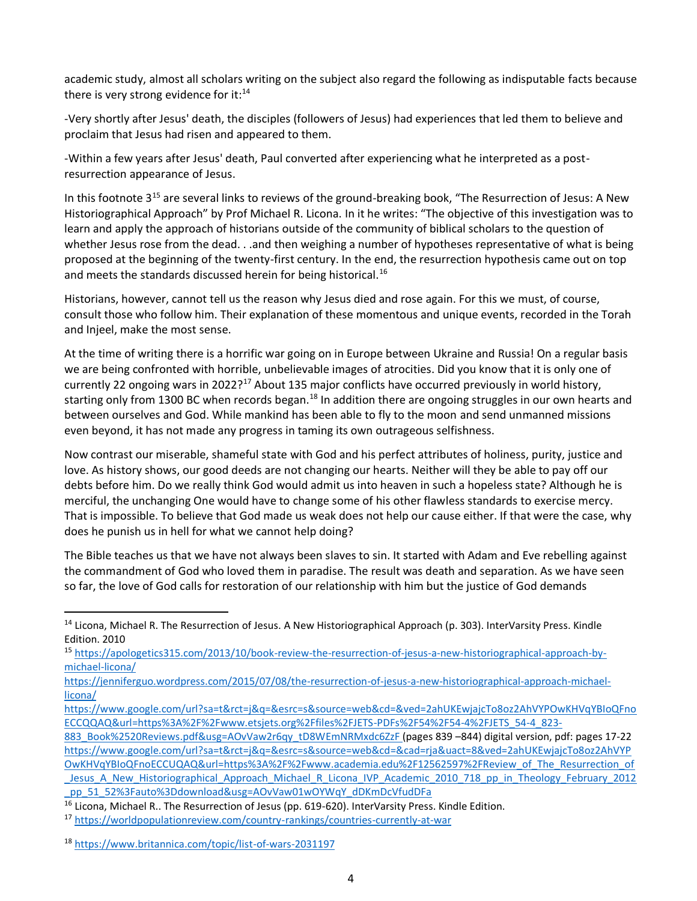academic study, almost all scholars writing on the subject also regard the following as indisputable facts because there is very strong evidence for it:[14]

-Very shortly after Jesus' death, the disciples (followers of Jesus) had experiences that led them to believe and proclaim that Jesus had risen and appeared to them.

-Within a few years after Jesus' death, Paul converted after experiencing what he interpreted as a post-resurrection appearance of Jesus.

In this footnote 3[15] are several links to reviews of the ground-breaking book, "The Resurrection of Jesus: A New Historiographical Approach" by Prof Michael R. Licona. In it he writes: "The objective of this investigation was to learn and apply the approach of historians outside of the community of biblical scholars to the question of whether Jesus rose from the dead. . .and then weighing a number of hypotheses representative of what is being proposed at the beginning of the twenty-first century. In the end, the resurrection hypothesis came out on top and meets the standards discussed herein for being historical.[16]

Historians, however, cannot tell us the reason why Jesus died and rose again. For this we must, of course, consult those who follow him. Their explanation of these momentous and unique events, recorded in the Torah and Injeel, make the most sense.

At the time of writing there is a horrific war going on in Europe between Ukraine and Russia! On a regular basis we are being confronted with horrible, unbelievable images of atrocities. Did you know that it is only one of currently 22 ongoing wars in 2022?[17] About 135 major conflicts have occurred previously in world history, starting only from 1300 BC when records began.[18] In addition there are ongoing struggles in our own hearts and between ourselves and God. While mankind has been able to fly to the moon and send unmanned missions even beyond, it has not made any progress in taming its own outrageous selfishness.

Now contrast our miserable, shameful state with God and his perfect attributes of holiness, purity, justice and love. As history shows, our good deeds are not changing our hearts. Neither will they be able to pay off our debts before him. Do we really think God would admit us into heaven in such a hopeless state? Although he is merciful, the unchanging One would have to change some of his other flawless standards to exercise mercy. That is impossible. To believe that God made us weak does not help our cause either. If that were the case, why does he punish us in hell for what we cannot help doing?

The Bible teaches us that we have not always been slaves to sin. It started with Adam and Eve rebelling against the commandment of God who loved them in paradise. The result was death and separation. As we have seen so far, the love of God calls for restoration of our relationship with him but the justice of God demands

---

[14] Licona, Michael R. The Resurrection of Jesus. A New Historiographical Approach (p. 303). InterVarsity Press. Kindle Edition. 2010

[15] https://apologetics315.com/2013/10/book-review-the-resurrection-of-jesus-a-new-historiographical-approach-by-michael-licona/
https://jenniferguo.wordpress.com/2015/07/08/the-resurrection-of-jesus-a-new-historiographical-approach-michael-licona/
https://www.google.com/url?sa=t&rct=j&q=&esrc=s&source=web&cd=&ved=2ahUKEwjajcTo8oz2AhVYPOwKHVqYBIoQFnoECCQQAQ&url=https%3A%2F%2Fwww.etsjets.org%2Ffiles%2FJETS-PDFs%2F54%2F54-4%2FJETS_54-4_823-883_Book%2520Reviews.pdf&usg=AOvVaw2r6qy_tD8WEmNRMxdc6ZzF (pages 839 –844) digital version, pdf: pages 17-22
https://www.google.com/url?sa=t&rct=j&q=&esrc=s&source=web&cd=&cad=rja&uact=8&ved=2ahUKEwjajcTo8oz2AhVYPOwKHVqYBIoQFnoECCUQAQ&url=https%3A%2F%2Fwww.academia.edu%2F12562597%2FReview_of_The_Resurrection_of_Jesus_A_New_Historiographical_Approach_Michael_R_Licona_IVP_Academic_2010_718_pp_in_Theology_February_2012_pp_51_52%3Fauto%3Ddownload&usg=AOvVaw01wOYWqY_dDKmDcVfudDFa

[16] Licona, Michael R.. The Resurrection of Jesus (pp. 619-620). InterVarsity Press. Kindle Edition.

[17] https://worldpopulationreview.com/country-rankings/countries-currently-at-war

[18] https://www.britannica.com/topic/list-of-wars-2031197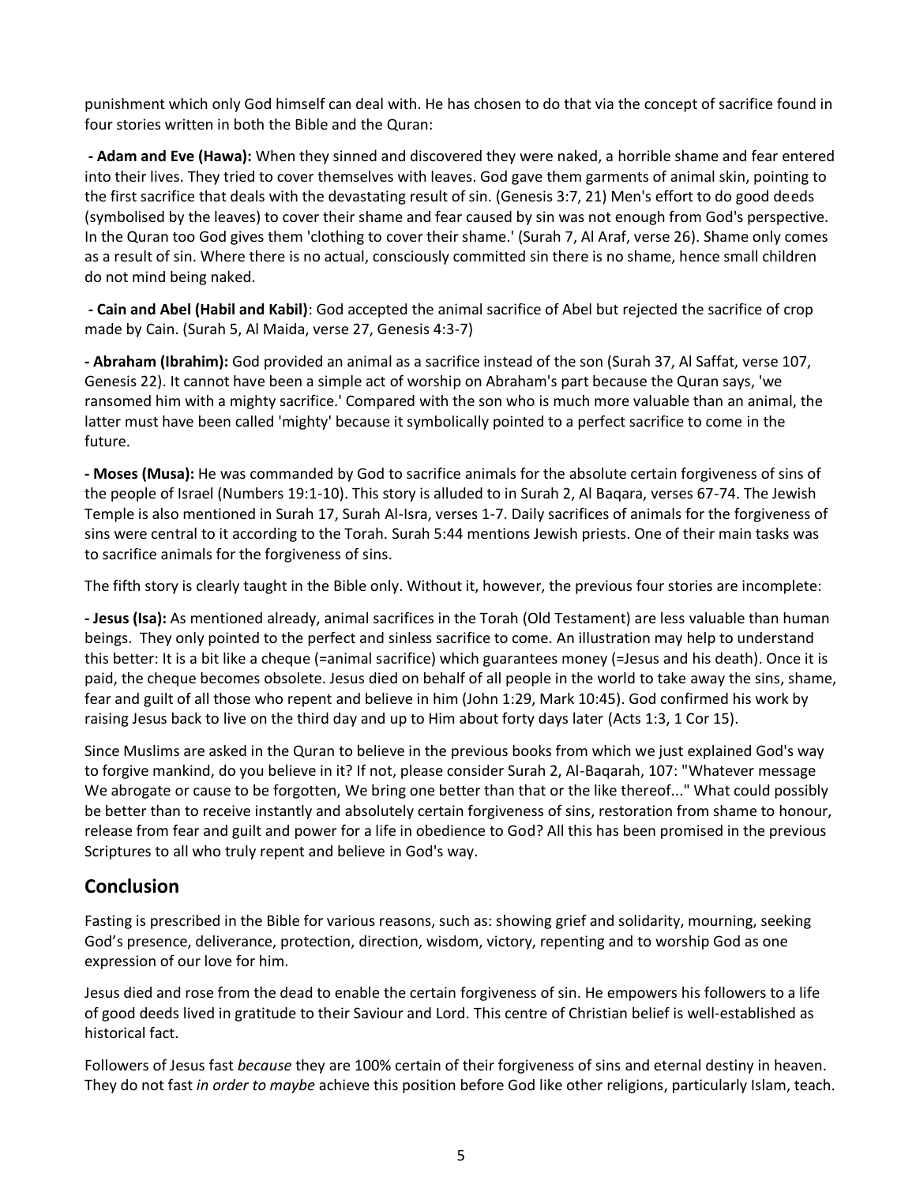punishment which only God himself can deal with. He has chosen to do that via the concept of sacrifice found in four stories written in both the Bible and the Quran:

**- Adam and Eve (Hawa):** When they sinned and discovered they were naked, a horrible shame and fear entered into their lives. They tried to cover themselves with leaves. God gave them garments of animal skin, pointing to the first sacrifice that deals with the devastating result of sin. (Genesis 3:7, 21) Men's effort to do good deeds (symbolised by the leaves) to cover their shame and fear caused by sin was not enough from God's perspective. In the Quran too God gives them 'clothing to cover their shame.' (Surah 7, Al Araf, verse 26). Shame only comes as a result of sin. Where there is no actual, consciously committed sin there is no shame, hence small children do not mind being naked.

**- Cain and Abel (Habil and Kabil)**: God accepted the animal sacrifice of Abel but rejected the sacrifice of crop made by Cain. (Surah 5, Al Maida, verse 27, Genesis 4:3-7)

**- Abraham (Ibrahim):** God provided an animal as a sacrifice instead of the son (Surah 37, Al Saffat, verse 107, Genesis 22). It cannot have been a simple act of worship on Abraham's part because the Quran says, 'we ransomed him with a mighty sacrifice.' Compared with the son who is much more valuable than an animal, the latter must have been called 'mighty' because it symbolically pointed to a perfect sacrifice to come in the future.

**- Moses (Musa):** He was commanded by God to sacrifice animals for the absolute certain forgiveness of sins of the people of Israel (Numbers 19:1-10). This story is alluded to in Surah 2, Al Baqara, verses 67-74. The Jewish Temple is also mentioned in Surah 17, Surah Al-Isra, verses 1-7. Daily sacrifices of animals for the forgiveness of sins were central to it according to the Torah. Surah 5:44 mentions Jewish priests. One of their main tasks was to sacrifice animals for the forgiveness of sins.

The fifth story is clearly taught in the Bible only. Without it, however, the previous four stories are incomplete:

**- Jesus (Isa):** As mentioned already, animal sacrifices in the Torah (Old Testament) are less valuable than human beings. They only pointed to the perfect and sinless sacrifice to come. An illustration may help to understand this better: It is a bit like a cheque (=animal sacrifice) which guarantees money (=Jesus and his death). Once it is paid, the cheque becomes obsolete. Jesus died on behalf of all people in the world to take away the sins, shame, fear and guilt of all those who repent and believe in him (John 1:29, Mark 10:45). God confirmed his work by raising Jesus back to live on the third day and up to Him about forty days later (Acts 1:3, 1 Cor 15).

Since Muslims are asked in the Quran to believe in the previous books from which we just explained God's way to forgive mankind, do you believe in it? If not, please consider Surah 2, Al-Baqarah, 107: "Whatever message We abrogate or cause to be forgotten, We bring one better than that or the like thereof..." What could possibly be better than to receive instantly and absolutely certain forgiveness of sins, restoration from shame to honour, release from fear and guilt and power for a life in obedience to God? All this has been promised in the previous Scriptures to all who truly repent and believe in God's way.

## Conclusion

Fasting is prescribed in the Bible for various reasons, such as: showing grief and solidarity, mourning, seeking God's presence, deliverance, protection, direction, wisdom, victory, repenting and to worship God as one expression of our love for him.

Jesus died and rose from the dead to enable the certain forgiveness of sin. He empowers his followers to a life of good deeds lived in gratitude to their Saviour and Lord. This centre of Christian belief is well-established as historical fact.

Followers of Jesus fast *because* they are 100% certain of their forgiveness of sins and eternal destiny in heaven. They do not fast *in order to maybe* achieve this position before God like other religions, particularly Islam, teach.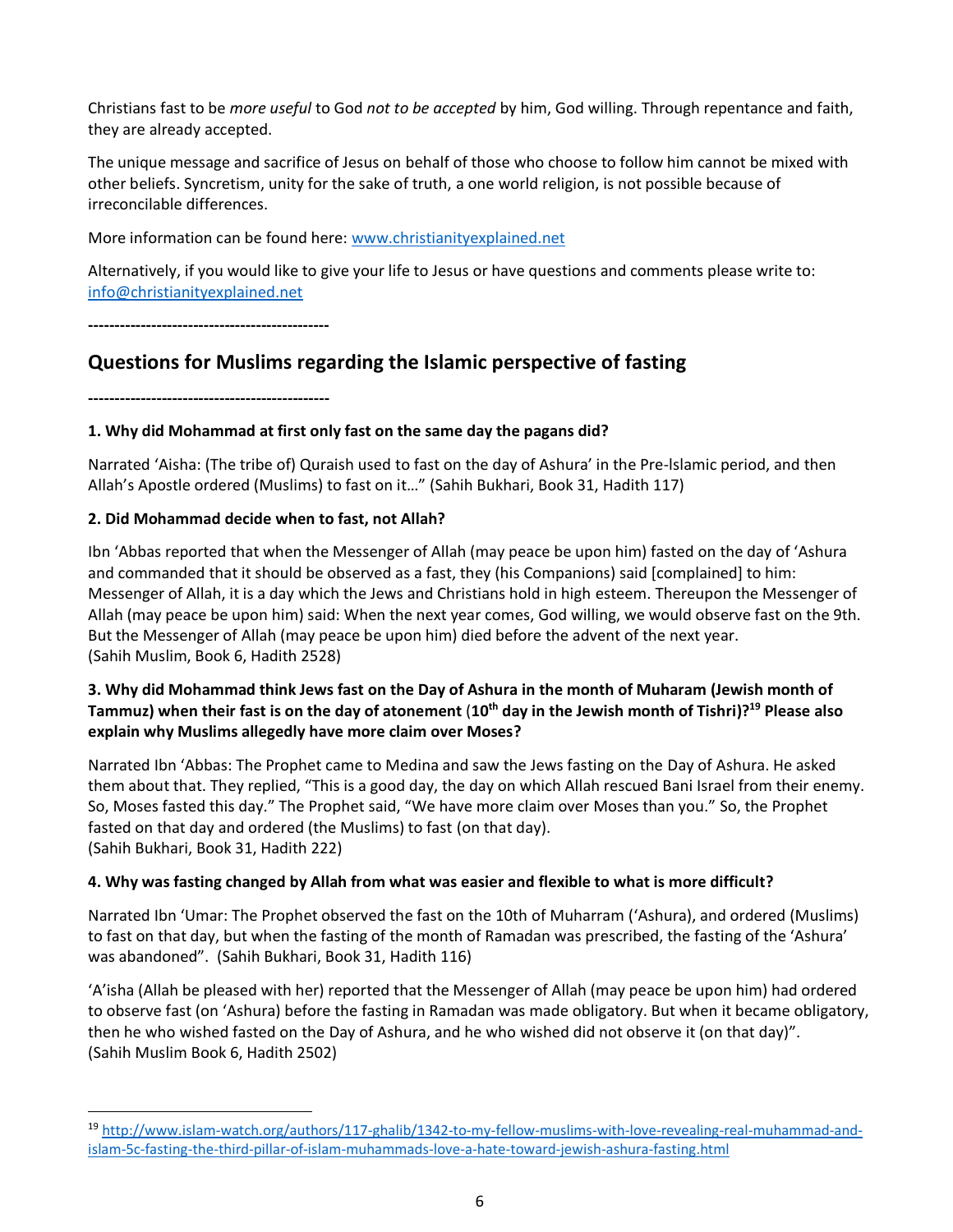Christians fast to be *more useful* to God *not to be accepted* by him, God willing. Through repentance and faith, they are already accepted.

The unique message and sacrifice of Jesus on behalf of those who choose to follow him cannot be mixed with other beliefs. Syncretism, unity for the sake of truth, a one world religion, is not possible because of irreconcilable differences.

More information can be found here: [www.christianityexplained.net](http://www.christianityexplained.net)

Alternatively, if you would like to give your life to Jesus or have questions and comments please write to: [info@christianityexplained.net](mailto:info@christianityexplained.net)

**---------------------------------------------**

## Questions for Muslims regarding the Islamic perspective of fasting

**---------------------------------------------**

**1. Why did Mohammad at first only fast on the same day the pagans did?**

Narrated 'Aisha: (The tribe of) Quraish used to fast on the day of Ashura' in the Pre-lslamic period, and then Allah's Apostle ordered (Muslims) to fast on it…" (Sahih Bukhari, Book 31, Hadith 117)

**2. Did Mohammad decide when to fast, not Allah?**

Ibn 'Abbas reported that when the Messenger of Allah (may peace be upon him) fasted on the day of 'Ashura and commanded that it should be observed as a fast, they (his Companions) said [complained] to him: Messenger of Allah, it is a day which the Jews and Christians hold in high esteem. Thereupon the Messenger of Allah (may peace be upon him) said: When the next year comes, God willing, we would observe fast on the 9th. But the Messenger of Allah (may peace be upon him) died before the advent of the next year.
(Sahih Muslim, Book 6, Hadith 2528)

**3. Why did Mohammad think Jews fast on the Day of Ashura in the month of Muharam (Jewish month of Tammuz) when their fast is on the day of atonement (10th day in the Jewish month of Tishri)?[19] Please also explain why Muslims allegedly have more claim over Moses?**

Narrated Ibn 'Abbas: The Prophet came to Medina and saw the Jews fasting on the Day of Ashura. He asked them about that. They replied, "This is a good day, the day on which Allah rescued Bani Israel from their enemy. So, Moses fasted this day." The Prophet said, "We have more claim over Moses than you." So, the Prophet fasted on that day and ordered (the Muslims) to fast (on that day).
(Sahih Bukhari, Book 31, Hadith 222)

**4. Why was fasting changed by Allah from what was easier and flexible to what is more difficult?**

Narrated Ibn 'Umar: The Prophet observed the fast on the 10th of Muharram ('Ashura), and ordered (Muslims) to fast on that day, but when the fasting of the month of Ramadan was prescribed, the fasting of the 'Ashura' was abandoned". (Sahih Bukhari, Book 31, Hadith 116)

'A'isha (Allah be pleased with her) reported that the Messenger of Allah (may peace be upon him) had ordered to observe fast (on 'Ashura) before the fasting in Ramadan was made obligatory. But when it became obligatory, then he who wished fasted on the Day of Ashura, and he who wished did not observe it (on that day)".
(Sahih Muslim Book 6, Hadith 2502)

---

[19] [http://www.islam-watch.org/authors/117-ghalib/1342-to-my-fellow-muslims-with-love-revealing-real-muhammad-and-islam-5c-fasting-the-third-pillar-of-islam-muhammads-love-a-hate-toward-jewish-ashura-fasting.html](http://www.islam-watch.org/authors/117-ghalib/1342-to-my-fellow-muslims-with-love-revealing-real-muhammad-and-islam-5c-fasting-the-third-pillar-of-islam-muhammads-love-a-hate-toward-jewish-ashura-fasting.html)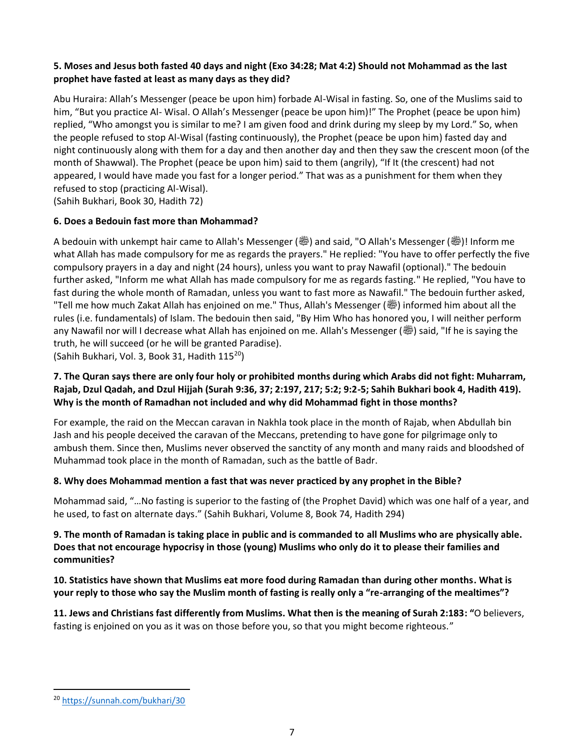**5. Moses and Jesus both fasted 40 days and night (Exo 34:28; Mat 4:2) Should not Mohammad as the last prophet have fasted at least as many days as they did?**

Abu Huraira: Allah's Messenger (peace be upon him) forbade Al-Wisal in fasting. So, one of the Muslims said to him, "But you practice Al- Wisal. O Allah's Messenger (peace be upon him)!" The Prophet (peace be upon him) replied, "Who amongst you is similar to me? I am given food and drink during my sleep by my Lord." So, when the people refused to stop Al-Wisal (fasting continuously), the Prophet (peace be upon him) fasted day and night continuously along with them for a day and then another day and then they saw the crescent moon (of the month of Shawwal). The Prophet (peace be upon him) said to them (angrily), "If It (the crescent) had not appeared, I would have made you fast for a longer period." That was as a punishment for them when they refused to stop (practicing Al-Wisal).
(Sahih Bukhari, Book 30, Hadith 72)

**6. Does a Bedouin fast more than Mohammad?**

A bedouin with unkempt hair came to Allah's Messenger (ﷺ) and said, "O Allah's Messenger (ﷺ)! Inform me what Allah has made compulsory for me as regards the prayers." He replied: "You have to offer perfectly the five compulsory prayers in a day and night (24 hours), unless you want to pray Nawafil (optional)." The bedouin further asked, "Inform me what Allah has made compulsory for me as regards fasting." He replied, "You have to fast during the whole month of Ramadan, unless you want to fast more as Nawafil." The bedouin further asked, "Tell me how much Zakat Allah has enjoined on me." Thus, Allah's Messenger (ﷺ) informed him about all the rules (i.e. fundamentals) of Islam. The bedouin then said, "By Him Who has honored you, I will neither perform any Nawafil nor will I decrease what Allah has enjoined on me. Allah's Messenger (ﷺ) said, "If he is saying the truth, he will succeed (or he will be granted Paradise).
(Sahih Bukhari, Vol. 3, Book 31, Hadith 115[20])

**7. The Quran says there are only four holy or prohibited months during which Arabs did not fight: Muharram, Rajab, Dzul Qadah, and Dzul Hijjah (Surah 9:36, 37; 2:197, 217; 5:2; 9:2-5; Sahih Bukhari book 4, Hadith 419). Why is the month of Ramadhan not included and why did Mohammad fight in those months?**

For example, the raid on the Meccan caravan in Nakhla took place in the month of Rajab, when Abdullah bin Jash and his people deceived the caravan of the Meccans, pretending to have gone for pilgrimage only to ambush them. Since then, Muslims never observed the sanctity of any month and many raids and bloodshed of Muhammad took place in the month of Ramadan, such as the battle of Badr.

**8. Why does Mohammad mention a fast that was never practiced by any prophet in the Bible?**

Mohammad said, "…No fasting is superior to the fasting of (the Prophet David) which was one half of a year, and he used, to fast on alternate days." (Sahih Bukhari, Volume 8, Book 74, Hadith 294)

**9. The month of Ramadan is taking place in public and is commanded to all Muslims who are physically able. Does that not encourage hypocrisy in those (young) Muslims who only do it to please their families and communities?**

**10. Statistics have shown that Muslims eat more food during Ramadan than during other months. What is your reply to those who say the Muslim month of fasting is really only a "re-arranging of the mealtimes"?**

**11. Jews and Christians fast differently from Muslims. What then is the meaning of Surah 2:183: "**O believers, fasting is enjoined on you as it was on those before you, so that you might become righteous."

[20] https://sunnah.com/bukhari/30